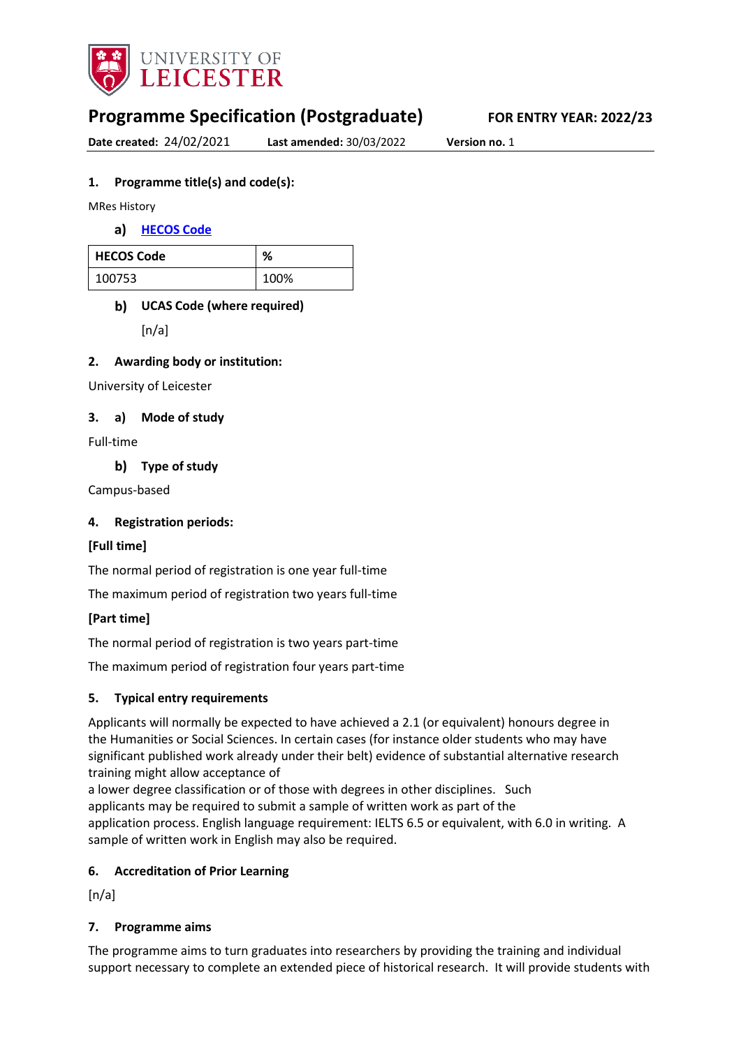# Programme Specification (Postgraduate)

**FOR ENTRY YEAR: 2022/23**

**Date created:** 24/02/2021 **Last amended:** 30/03/2022 **Version no.** 1

## 1. Programme title(s) and code(s):

MRes History

### a) [HECOS Code](#)

| HECOS Code | % |
|---|---|
| 100753 | 100% |

### b) UCAS Code (where required)

[n/a]

## 2. Awarding body or institution:

University of Leicester

## 3. a) Mode of study

Full-time

### b) Type of study

Campus-based

## 4. Registration periods:

**[Full time]**

The normal period of registration is one year full-time

The maximum period of registration two years full-time

**[Part time]**

The normal period of registration is two years part-time

The maximum period of registration four years part-time

## 5. Typical entry requirements

Applicants will normally be expected to have achieved a 2.1 (or equivalent) honours degree in the Humanities or Social Sciences. In certain cases (for instance older students who may have significant published work already under their belt) evidence of substantial alternative research training might allow acceptance of a lower degree classification or of those with degrees in other disciplines. Such applicants may be required to submit a sample of written work as part of the application process. English language requirement: IELTS 6.5 or equivalent, with 6.0 in writing. A sample of written work in English may also be required.

## 6. Accreditation of Prior Learning

[n/a]

## 7. Programme aims

The programme aims to turn graduates into researchers by providing the training and individual support necessary to complete an extended piece of historical research. It will provide students with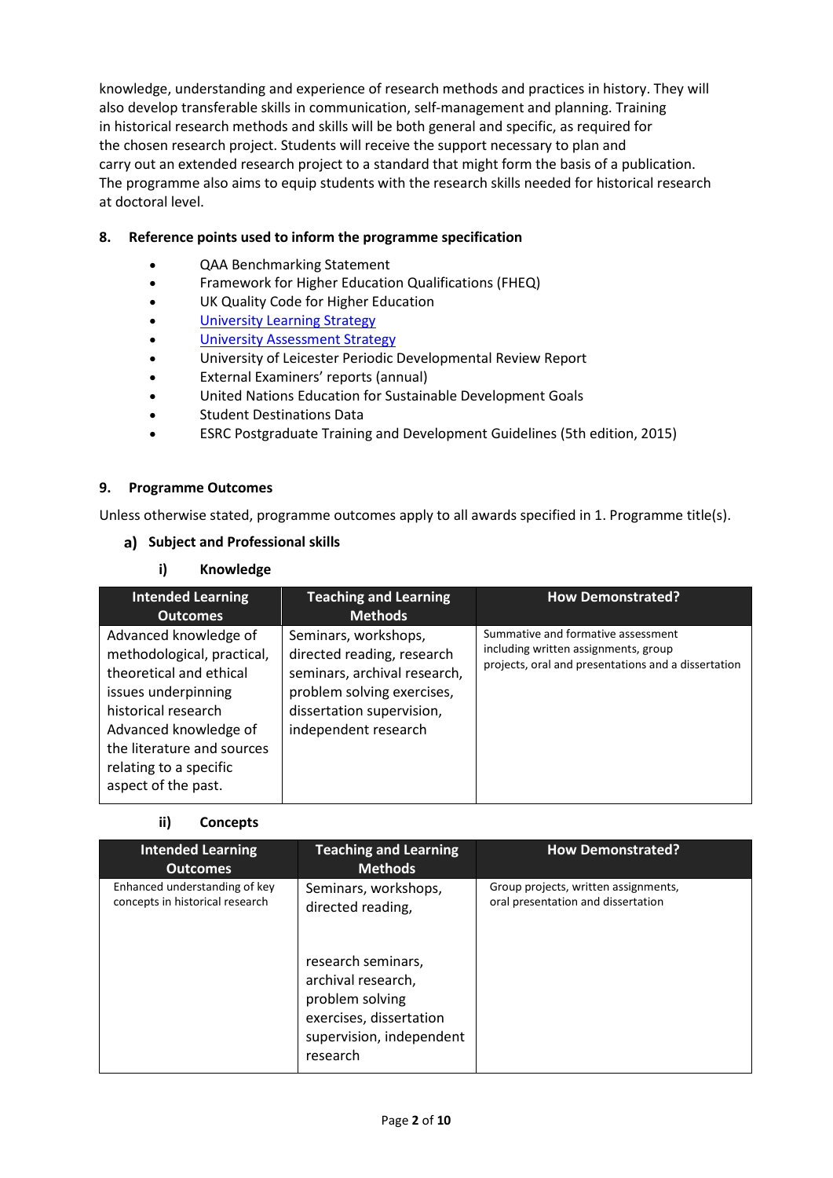knowledge, understanding and experience of research methods and practices in history. They will also develop transferable skills in communication, self-management and planning. Training in historical research methods and skills will be both general and specific, as required for the chosen research project. Students will receive the support necessary to plan and carry out an extended research project to a standard that might form the basis of a publication. The programme also aims to equip students with the research skills needed for historical research at doctoral level.

## 8. Reference points used to inform the programme specification

- QAA Benchmarking Statement
- Framework for Higher Education Qualifications (FHEQ)
- UK Quality Code for Higher Education
- University Learning Strategy
- University Assessment Strategy
- University of Leicester Periodic Developmental Review Report
- External Examiners' reports (annual)
- United Nations Education for Sustainable Development Goals
- Student Destinations Data
- ESRC Postgraduate Training and Development Guidelines (5th edition, 2015)

## 9. Programme Outcomes

Unless otherwise stated, programme outcomes apply to all awards specified in 1. Programme title(s).

### a) Subject and Professional skills

#### i) Knowledge

| Intended Learning Outcomes | Teaching and Learning Methods | How Demonstrated? |
|---|---|---|
| Advanced knowledge of methodological, practical, theoretical and ethical issues underpinning historical research Advanced knowledge of the literature and sources relating to a specific aspect of the past. | Seminars, workshops, directed reading, research seminars, archival research, problem solving exercises, dissertation supervision, independent research | Summative and formative assessment including written assignments, group projects, oral and presentations and a dissertation |

#### ii) Concepts

| Intended Learning Outcomes | Teaching and Learning Methods | How Demonstrated? |
|---|---|---|
| Enhanced understanding of key concepts in historical research | Seminars, workshops, directed reading, research seminars, archival research, problem solving exercises, dissertation supervision, independent research | Group projects, written assignments, oral presentation and dissertation |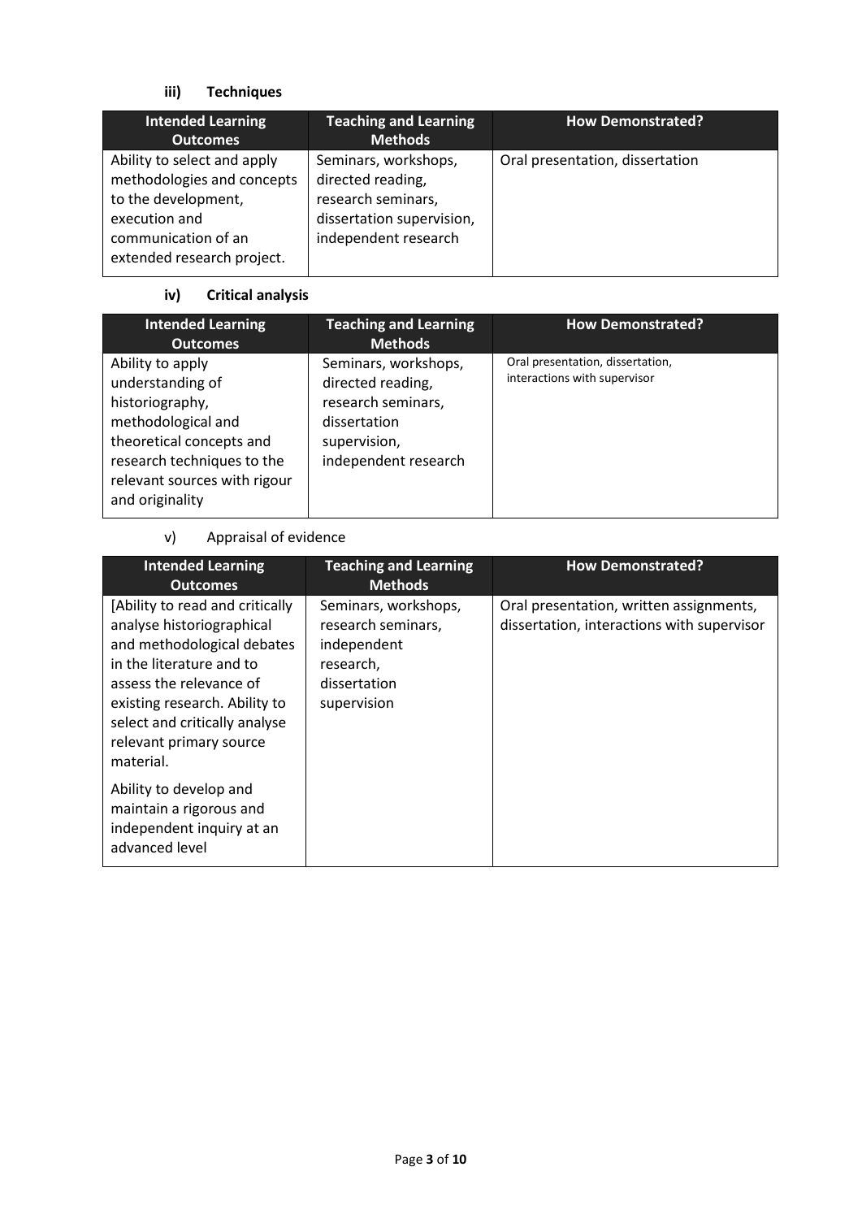### iii) Techniques

| Intended Learning Outcomes | Teaching and Learning Methods | How Demonstrated? |
|---|---|---|
| Ability to select and apply methodologies and concepts to the development, execution and communication of an extended research project. | Seminars, workshops, directed reading, research seminars, dissertation supervision, independent research | Oral presentation, dissertation |

### iv) Critical analysis

| Intended Learning Outcomes | Teaching and Learning Methods | How Demonstrated? |
|---|---|---|
| Ability to apply understanding of historiography, methodological and theoretical concepts and research techniques to the relevant sources with rigour and originality | Seminars, workshops, directed reading, research seminars, dissertation supervision, independent research | Oral presentation, dissertation, interactions with supervisor |

### v) Appraisal of evidence

| Intended Learning Outcomes | Teaching and Learning Methods | How Demonstrated? |
|---|---|---|
| [Ability to read and critically analyse historiographical and methodological debates in the literature and to assess the relevance of existing research. Ability to select and critically analyse relevant primary source material.<br><br>Ability to develop and maintain a rigorous and independent inquiry at an advanced level | Seminars, workshops, research seminars, independent research, dissertation supervision | Oral presentation, written assignments, dissertation, interactions with supervisor |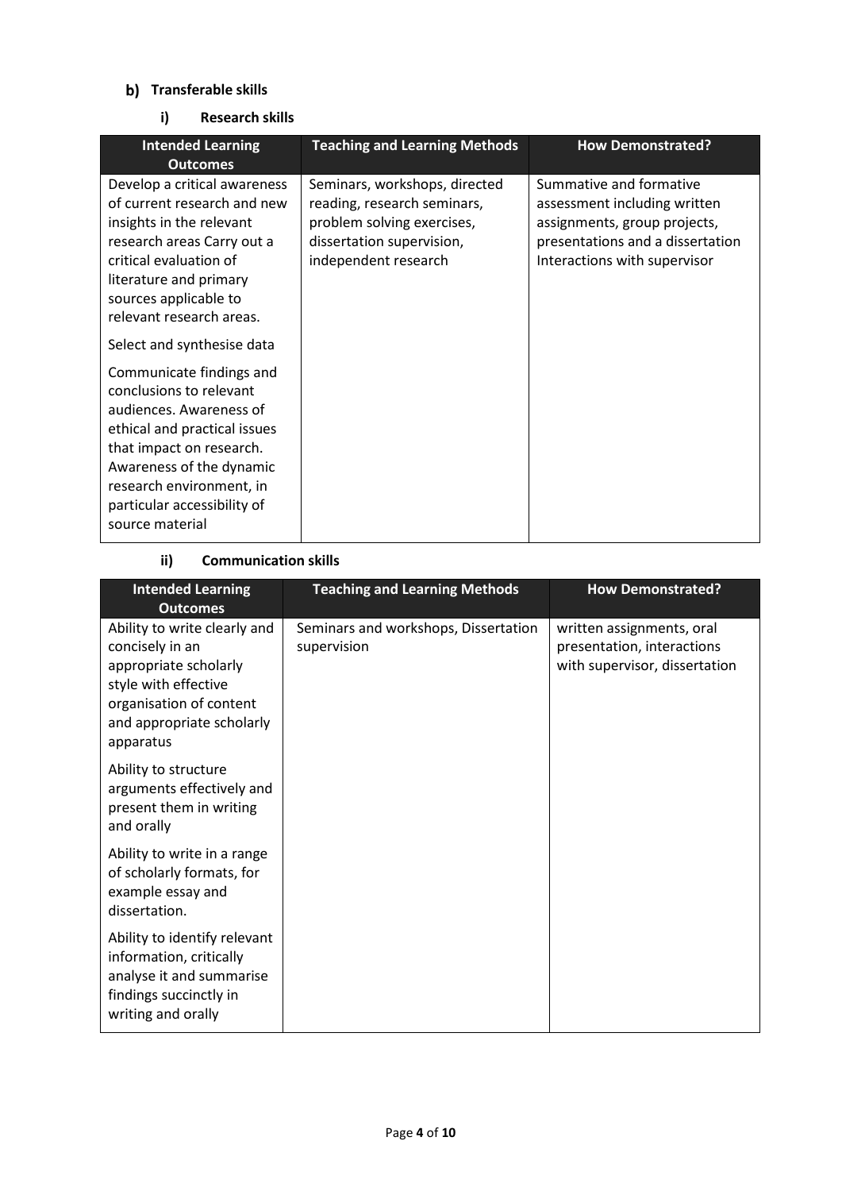## b) Transferable skills

### i) Research skills

| Intended Learning Outcomes | Teaching and Learning Methods | How Demonstrated? |
|---|---|---|
| Develop a critical awareness of current research and new insights in the relevant research areas Carry out a critical evaluation of literature and primary sources applicable to relevant research areas.<br><br>Select and synthesise data<br><br>Communicate findings and conclusions to relevant audiences. Awareness of ethical and practical issues that impact on research. Awareness of the dynamic research environment, in particular accessibility of source material | Seminars, workshops, directed reading, research seminars, problem solving exercises, dissertation supervision, independent research | Summative and formative assessment including written assignments, group projects, presentations and a dissertation Interactions with supervisor |

### ii) Communication skills

| Intended Learning Outcomes | Teaching and Learning Methods | How Demonstrated? |
|---|---|---|
| Ability to write clearly and concisely in an appropriate scholarly style with effective organisation of content and appropriate scholarly apparatus<br><br>Ability to structure arguments effectively and present them in writing and orally<br><br>Ability to write in a range of scholarly formats, for example essay and dissertation.<br><br>Ability to identify relevant information, critically analyse it and summarise findings succinctly in writing and orally | Seminars and workshops, Dissertation supervision | written assignments, oral presentation, interactions with supervisor, dissertation |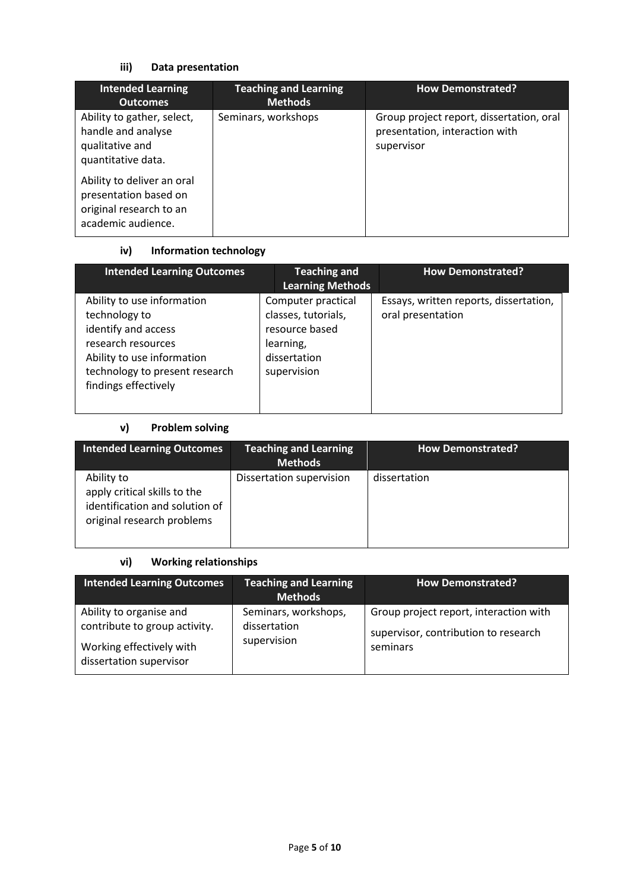#### iii) Data presentation

| Intended Learning Outcomes | Teaching and Learning Methods | How Demonstrated? |
| --- | --- | --- |
| Ability to gather, select, handle and analyse qualitative and quantitative data.<br><br>Ability to deliver an oral presentation based on original research to an academic audience. | Seminars, workshops | Group project report, dissertation, oral presentation, interaction with supervisor |

#### iv) Information technology

| Intended Learning Outcomes | Teaching and Learning Methods | How Demonstrated? |
| --- | --- | --- |
| Ability to use information technology to identify and access research resources<br>Ability to use information technology to present research findings effectively | Computer practical classes, tutorials, resource based learning, dissertation supervision | Essays, written reports, dissertation, oral presentation |

#### v) Problem solving

| Intended Learning Outcomes | Teaching and Learning Methods | How Demonstrated? |
| --- | --- | --- |
| Ability to apply critical skills to the identification and solution of original research problems | Dissertation supervision | dissertation |

#### vi) Working relationships

| Intended Learning Outcomes | Teaching and Learning Methods | How Demonstrated? |
| --- | --- | --- |
| Ability to organise and contribute to group activity.<br><br>Working effectively with dissertation supervisor | Seminars, workshops, dissertation supervision | Group project report, interaction with supervisor, contribution to research seminars |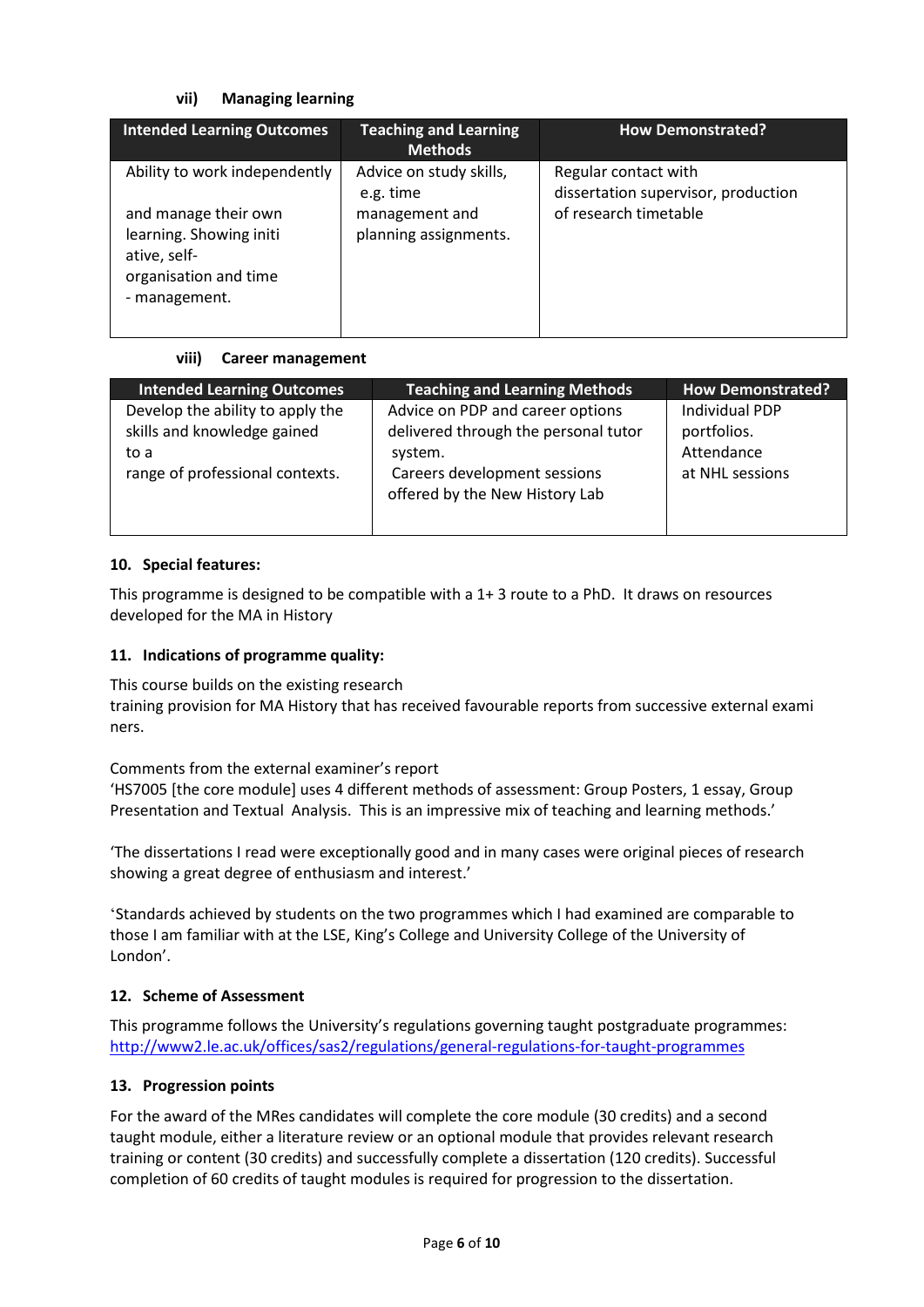#### vii) Managing learning

| Intended Learning Outcomes | Teaching and Learning Methods | How Demonstrated? |
| --- | --- | --- |
| Ability to work independently and manage their own learning. Showing initiative, self-organisation and time - management. | Advice on study skills, e.g. time management and planning assignments. | Regular contact with dissertation supervisor, production of research timetable |

#### viii) Career management

| Intended Learning Outcomes | Teaching and Learning Methods | How Demonstrated? |
| --- | --- | --- |
| Develop the ability to apply the skills and knowledge gained to a range of professional contexts. | Advice on PDP and career options delivered through the personal tutor system. Careers development sessions offered by the New History Lab | Individual PDP portfolios. Attendance at NHL sessions |

### 10. Special features:

This programme is designed to be compatible with a 1+ 3 route to a PhD. It draws on resources developed for the MA in History

### 11. Indications of programme quality:

This course builds on the existing research training provision for MA History that has received favourable reports from successive external examiners.

Comments from the external examiner's report
'HS7005 [the core module] uses 4 different methods of assessment: Group Posters, 1 essay, Group Presentation and Textual Analysis. This is an impressive mix of teaching and learning methods.'

'The dissertations I read were exceptionally good and in many cases were original pieces of research showing a great degree of enthusiasm and interest.'

'Standards achieved by students on the two programmes which I had examined are comparable to those I am familiar with at the LSE, King's College and University College of the University of London'.

### 12. Scheme of Assessment

This programme follows the University's regulations governing taught postgraduate programmes: http://www2.le.ac.uk/offices/sas2/regulations/general-regulations-for-taught-programmes

### 13. Progression points

For the award of the MRes candidates will complete the core module (30 credits) and a second taught module, either a literature review or an optional module that provides relevant research training or content (30 credits) and successfully complete a dissertation (120 credits). Successful completion of 60 credits of taught modules is required for progression to the dissertation.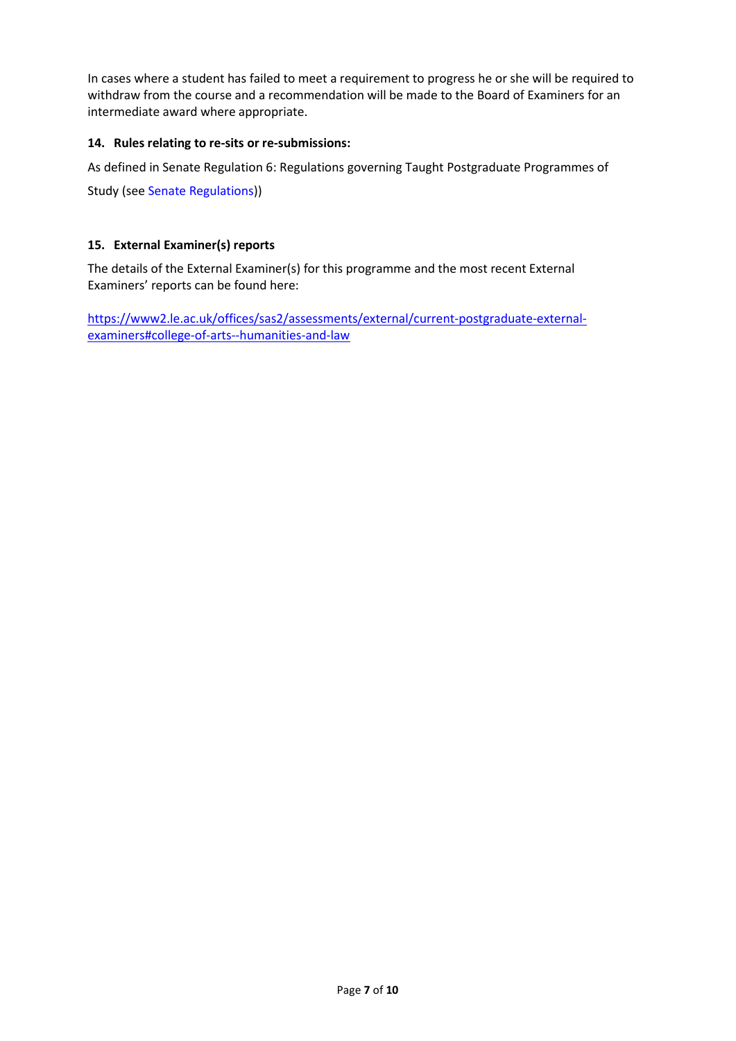In cases where a student has failed to meet a requirement to progress he or she will be required to withdraw from the course and a recommendation will be made to the Board of Examiners for an intermediate award where appropriate.

### 14. Rules relating to re-sits or re-submissions:

As defined in Senate Regulation 6: Regulations governing Taught Postgraduate Programmes of Study (see Senate Regulations))

### 15. External Examiner(s) reports

The details of the External Examiner(s) for this programme and the most recent External Examiners' reports can be found here:

https://www2.le.ac.uk/offices/sas2/assessments/external/current-postgraduate-external-examiners#college-of-arts--humanities-and-law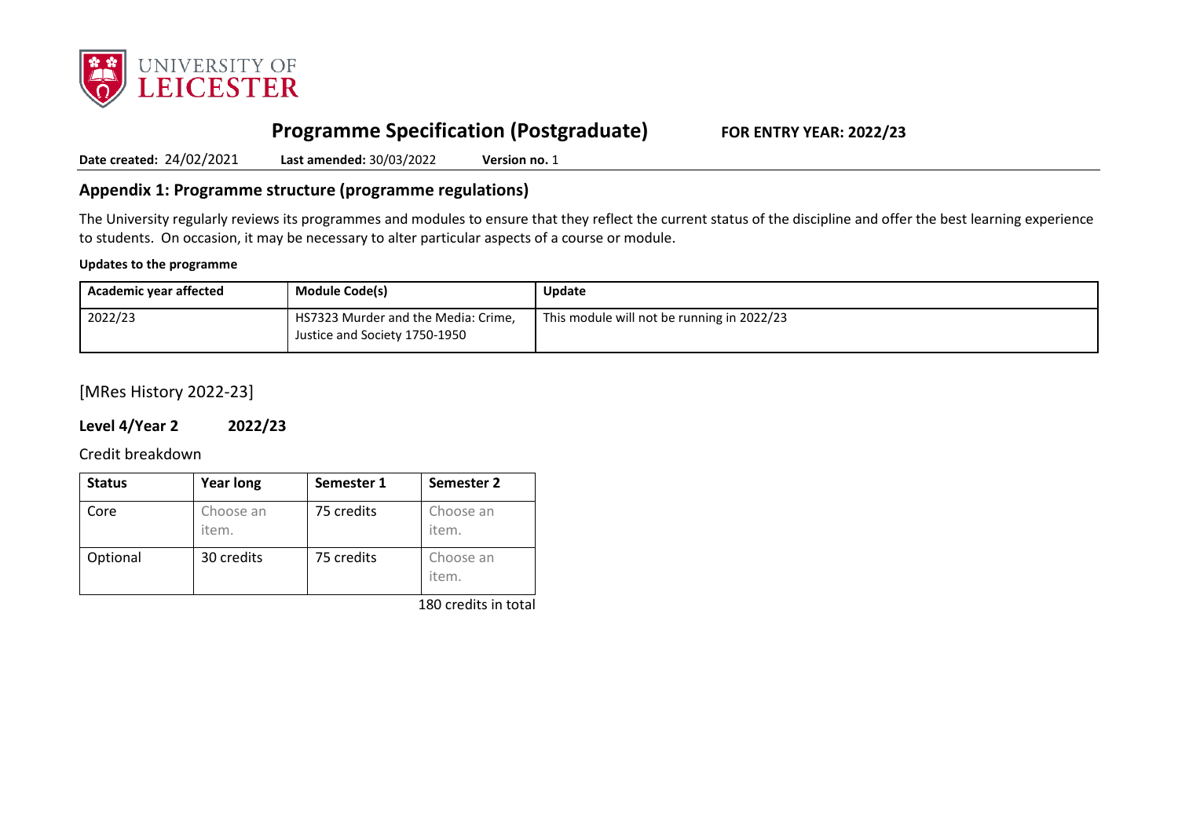# Programme Specification (Postgraduate) FOR ENTRY YEAR: 2022/23

**Date created:** 24/02/2021 **Last amended:** 30/03/2022 **Version no.** 1

## Appendix 1: Programme structure (programme regulations)

The University regularly reviews its programmes and modules to ensure that they reflect the current status of the discipline and offer the best learning experience to students. On occasion, it may be necessary to alter particular aspects of a course or module.

**Updates to the programme**

| Academic year affected | Module Code(s) | Update |
|---|---|---|
| 2022/23 | HS7323 Murder and the Media: Crime, Justice and Society 1750-1950 | This module will not be running in 2022/23 |

[MRes History 2022-23]

### Level 4/Year 2 2022/23

Credit breakdown

| Status | Year long | Semester 1 | Semester 2 |
|---|---|---|---|
| Core | Choose an item. | 75 credits | Choose an item. |
| Optional | 30 credits | 75 credits | Choose an item. |

180 credits in total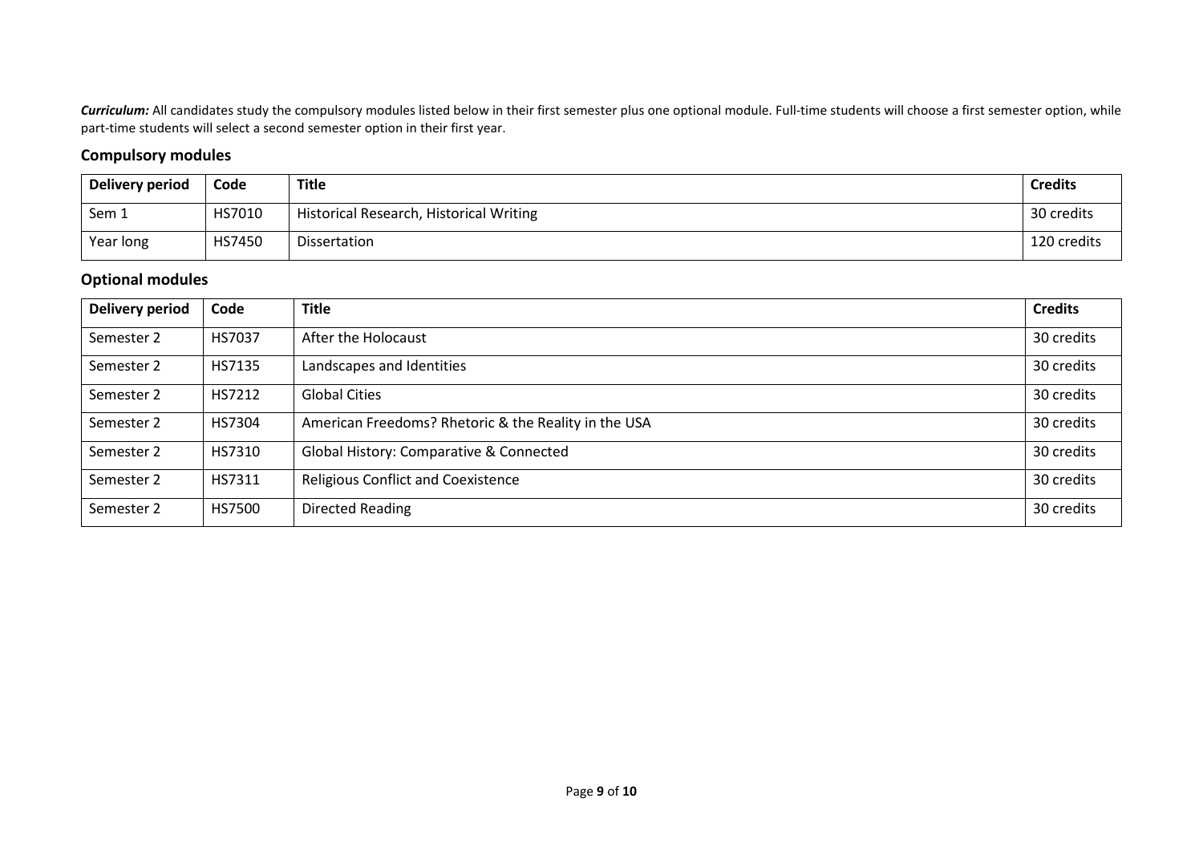***Curriculum:*** All candidates study the compulsory modules listed below in their first semester plus one optional module. Full-time students will choose a first semester option, while part-time students will select a second semester option in their first year.

### Compulsory modules

| Delivery period | Code | Title | Credits |
|---|---|---|---|
| Sem 1 | HS7010 | Historical Research, Historical Writing | 30 credits |
| Year long | HS7450 | Dissertation | 120 credits |

### Optional modules

| Delivery period | Code | Title | Credits |
|---|---|---|---|
| Semester 2 | HS7037 | After the Holocaust | 30 credits |
| Semester 2 | HS7135 | Landscapes and Identities | 30 credits |
| Semester 2 | HS7212 | Global Cities | 30 credits |
| Semester 2 | HS7304 | American Freedoms? Rhetoric & the Reality in the USA | 30 credits |
| Semester 2 | HS7310 | Global History: Comparative & Connected | 30 credits |
| Semester 2 | HS7311 | Religious Conflict and Coexistence | 30 credits |
| Semester 2 | HS7500 | Directed Reading | 30 credits |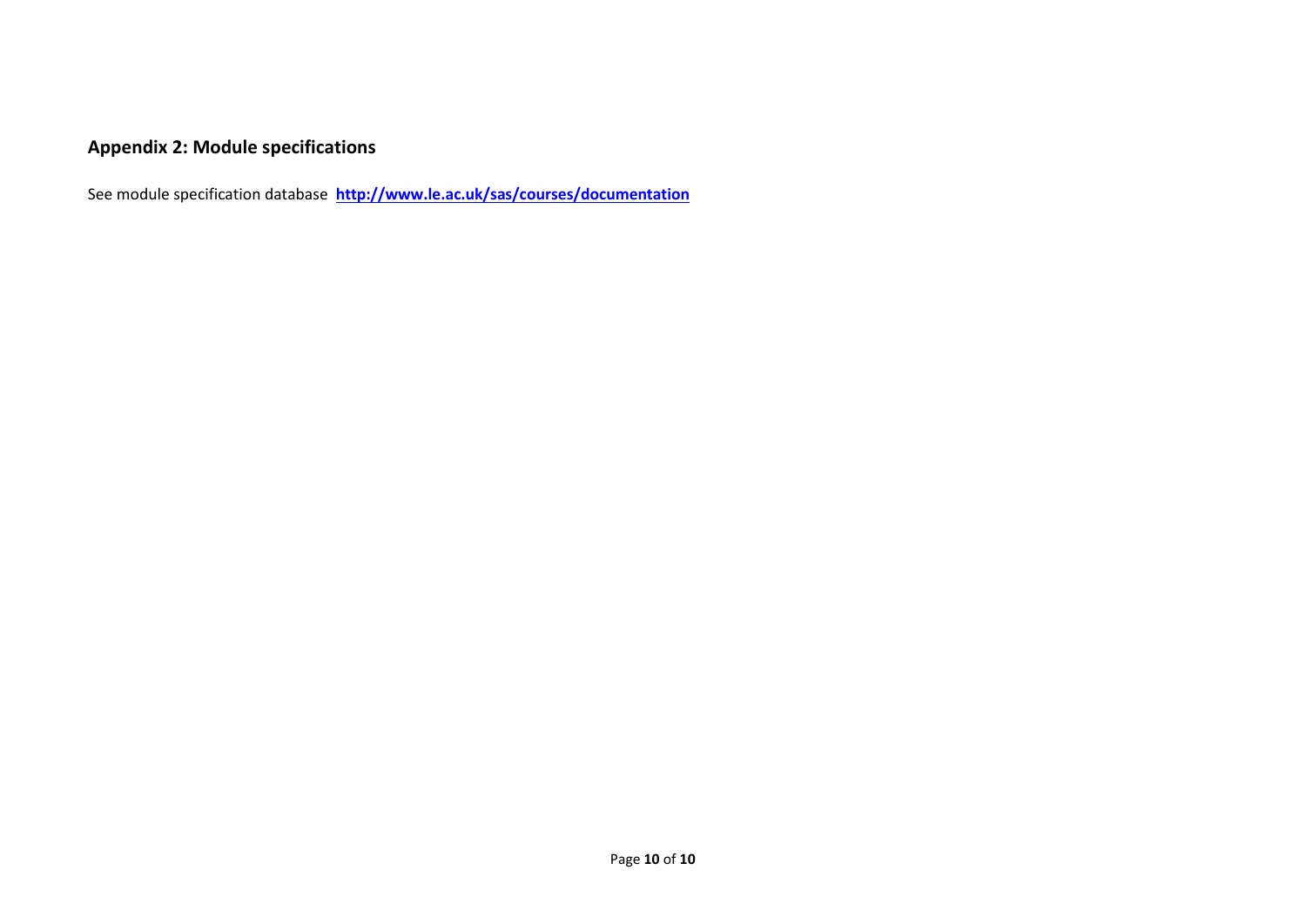## Appendix 2: Module specifications

See module specification database **http://www.le.ac.uk/sas/courses/documentation**